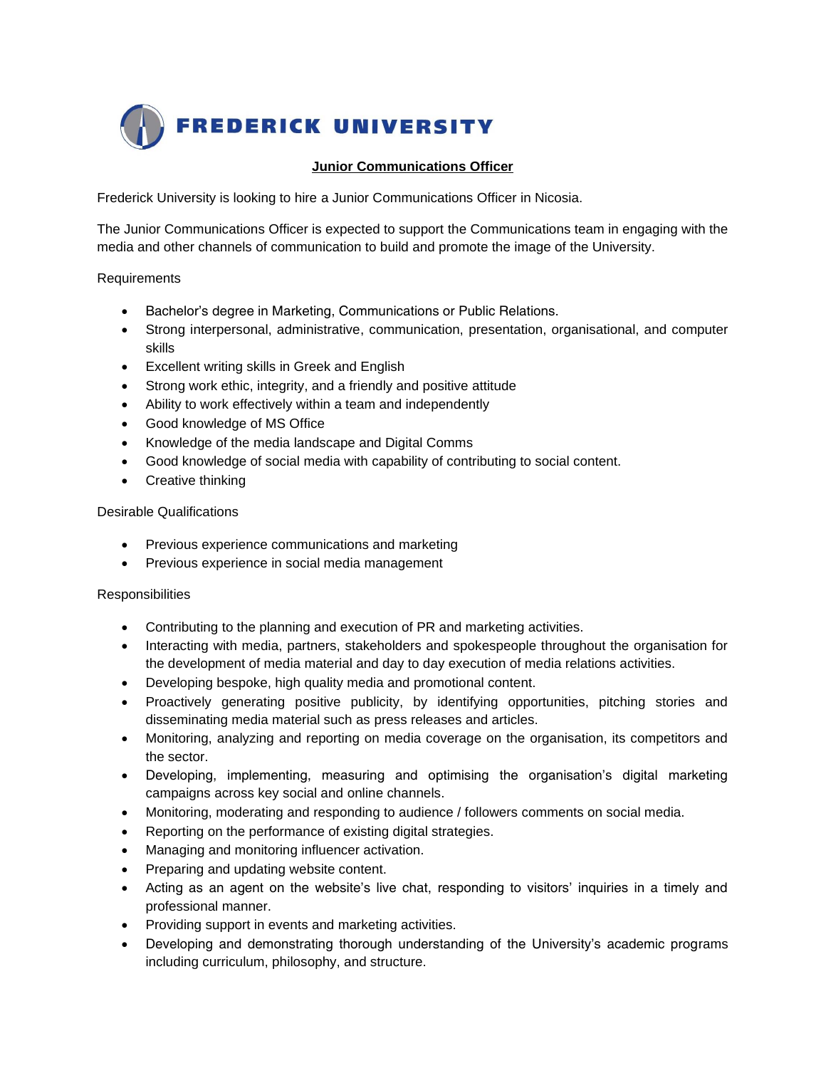FREDERICK UNIVERSITY

**Junior Communications Officer**

Frederick University is looking to hire a Junior Communications Officer in Nicosia.

The Junior Communications Officer is expected to support the Communications team in engaging with the media and other channels of communication to build and promote the image of the University.

Requirements

- Bachelor's degree in Marketing, Communications or Public Relations.
- Strong interpersonal, administrative, communication, presentation, organisational, and computer skills
- Excellent writing skills in Greek and English
- Strong work ethic, integrity, and a friendly and positive attitude
- Ability to work effectively within a team and independently
- Good knowledge of MS Office
- Knowledge of the media landscape and Digital Comms
- Good knowledge of social media with capability of contributing to social content.
- Creative thinking

Desirable Qualifications

- Previous experience communications and marketing
- Previous experience in social media management

Responsibilities

- Contributing to the planning and execution of PR and marketing activities.
- Interacting with media, partners, stakeholders and spokespeople throughout the organisation for the development of media material and day to day execution of media relations activities.
- Developing bespoke, high quality media and promotional content.
- Proactively generating positive publicity, by identifying opportunities, pitching stories and disseminating media material such as press releases and articles.
- Monitoring, analyzing and reporting on media coverage on the organisation, its competitors and the sector.
- Developing, implementing, measuring and optimising the organisation's digital marketing campaigns across key social and online channels.
- Monitoring, moderating and responding to audience / followers comments on social media.
- Reporting on the performance of existing digital strategies.
- Managing and monitoring influencer activation.
- Preparing and updating website content.
- Acting as an agent on the website's live chat, responding to visitors' inquiries in a timely and professional manner.
- Providing support in events and marketing activities.
- Developing and demonstrating thorough understanding of the University's academic programs including curriculum, philosophy, and structure.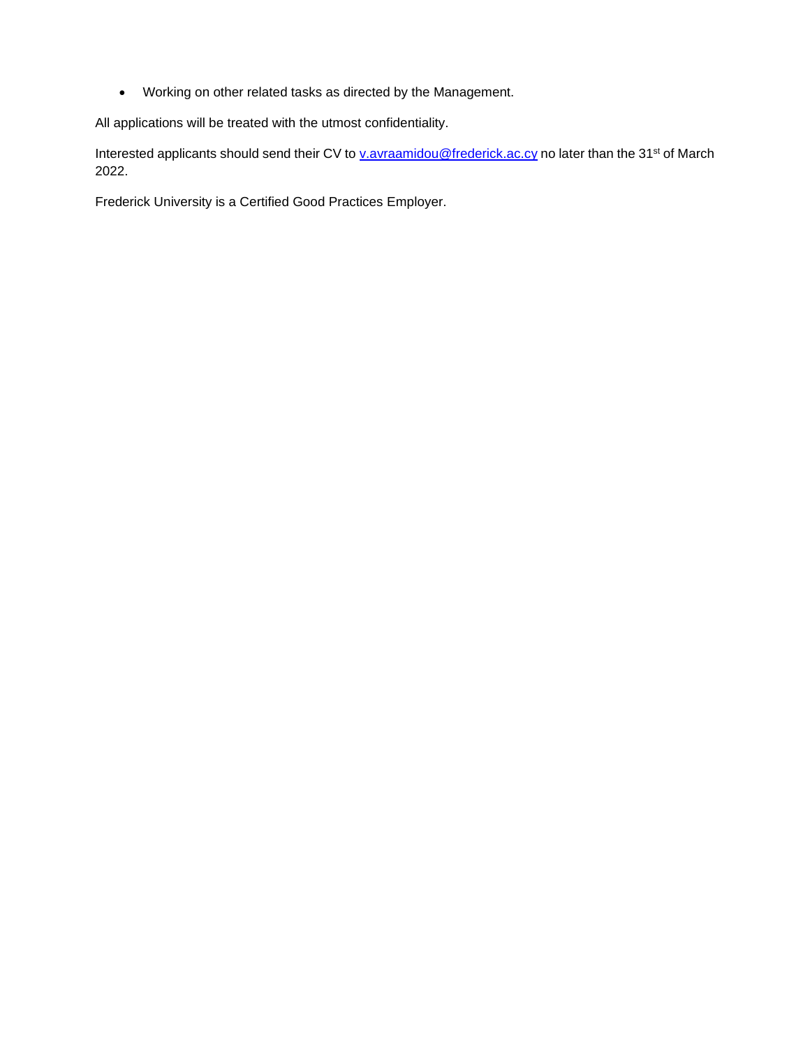- Working on other related tasks as directed by the Management.

All applications will be treated with the utmost confidentiality.

Interested applicants should send their CV to v.avraamidou@frederick.ac.cy no later than the 31st of March 2022.

Frederick University is a Certified Good Practices Employer.